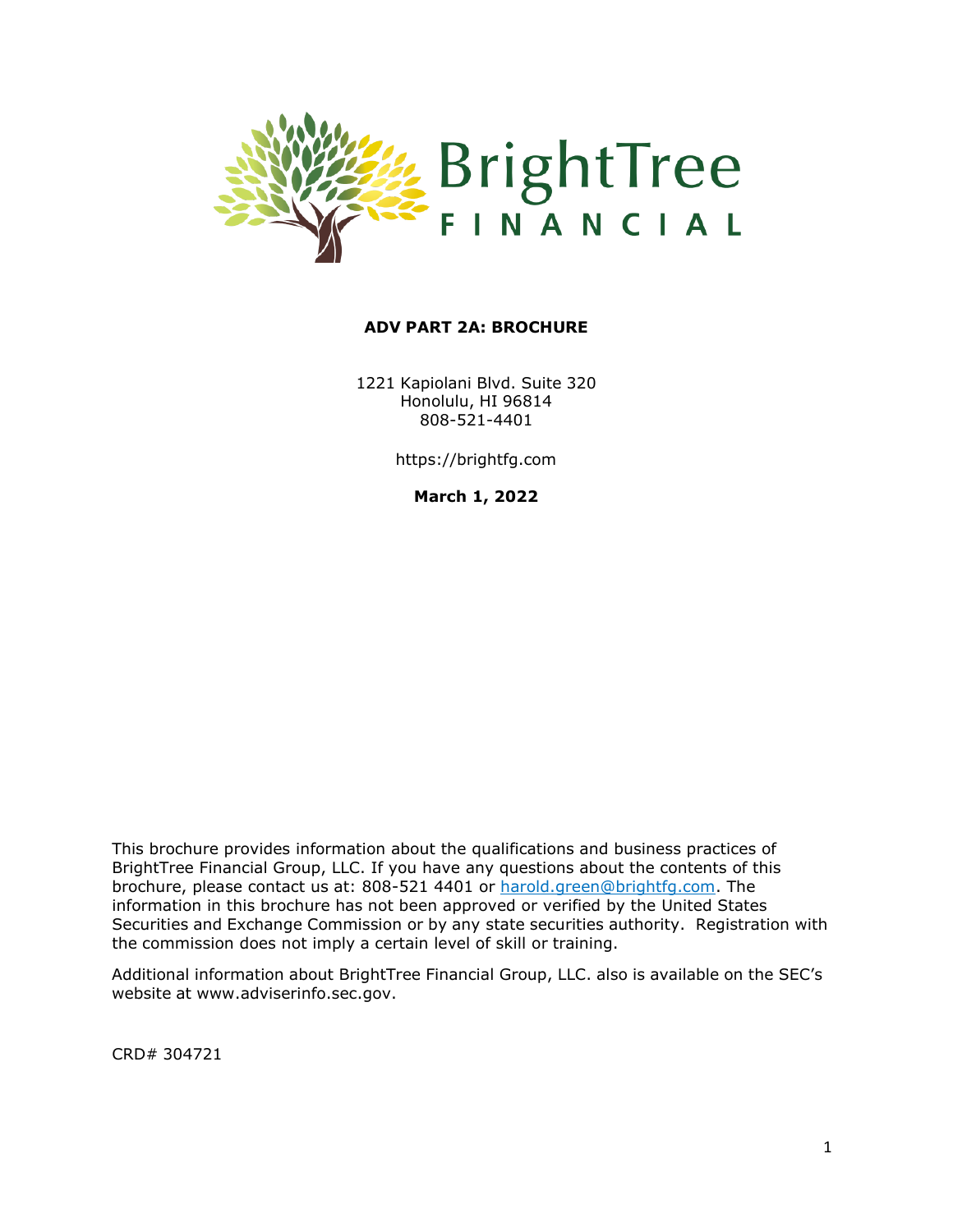BrightTree FINANCIAL

**ADV PART 2A: BROCHURE**

1221 Kapiolani Blvd. Suite 320
Honolulu, HI 96814
808-521-4401

https://brightfg.com

**March 1, 2022**

This brochure provides information about the qualifications and business practices of BrightTree Financial Group, LLC. If you have any questions about the contents of this brochure, please contact us at: 808-521 4401 or harold.green@brightfg.com. The information in this brochure has not been approved or verified by the United States Securities and Exchange Commission or by any state securities authority. Registration with the commission does not imply a certain level of skill or training.

Additional information about BrightTree Financial Group, LLC. also is available on the SEC's website at www.adviserinfo.sec.gov.

CRD# 304721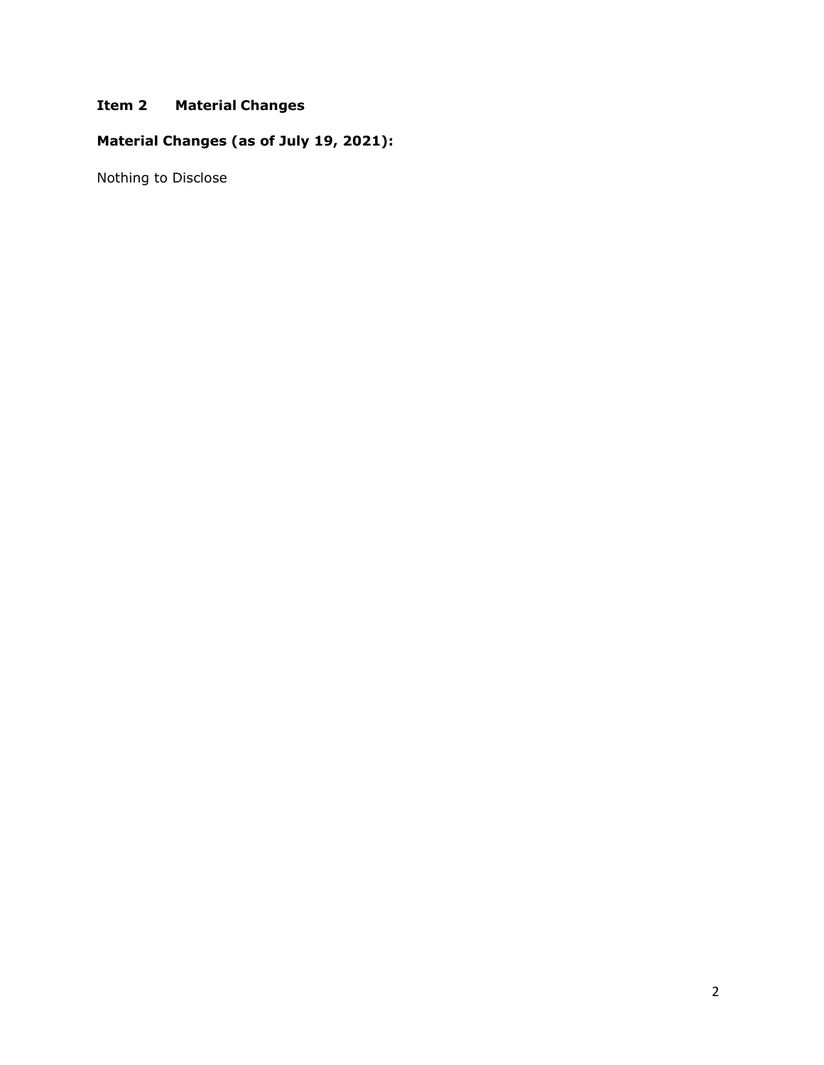## Item 2 Material Changes

### Material Changes (as of July 19, 2021):

Nothing to Disclose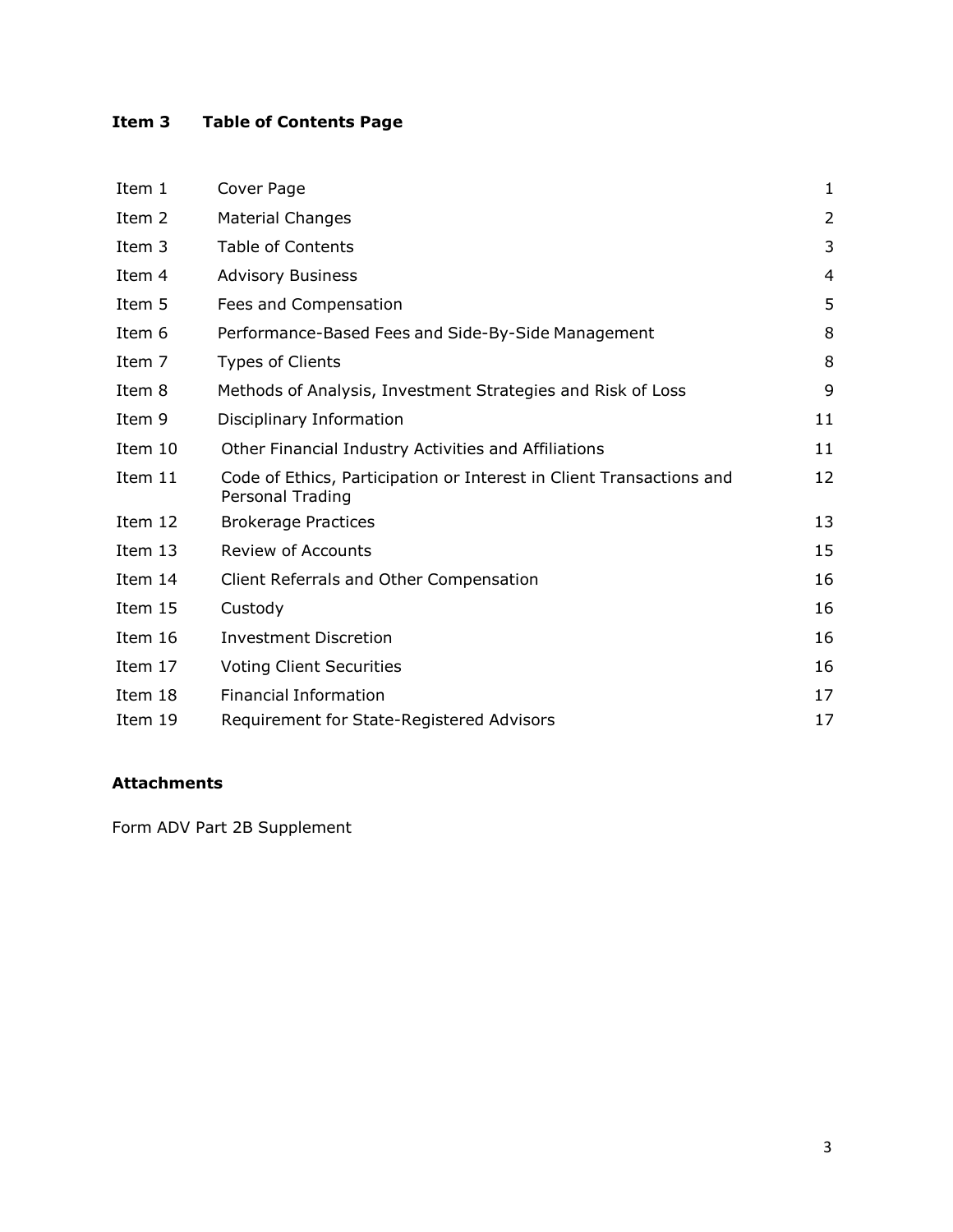## Item 3 Table of Contents Page

| | | |
|---|---|---|
| Item 1 | Cover Page | 1 |
| Item 2 | Material Changes | 2 |
| Item 3 | Table of Contents | 3 |
| Item 4 | Advisory Business | 4 |
| Item 5 | Fees and Compensation | 5 |
| Item 6 | Performance-Based Fees and Side-By-Side Management | 8 |
| Item 7 | Types of Clients | 8 |
| Item 8 | Methods of Analysis, Investment Strategies and Risk of Loss | 9 |
| Item 9 | Disciplinary Information | 11 |
| Item 10 | Other Financial Industry Activities and Affiliations | 11 |
| Item 11 | Code of Ethics, Participation or Interest in Client Transactions and Personal Trading | 12 |
| Item 12 | Brokerage Practices | 13 |
| Item 13 | Review of Accounts | 15 |
| Item 14 | Client Referrals and Other Compensation | 16 |
| Item 15 | Custody | 16 |
| Item 16 | Investment Discretion | 16 |
| Item 17 | Voting Client Securities | 16 |
| Item 18 | Financial Information | 17 |
| Item 19 | Requirement for State-Registered Advisors | 17 |

**Attachments**

Form ADV Part 2B Supplement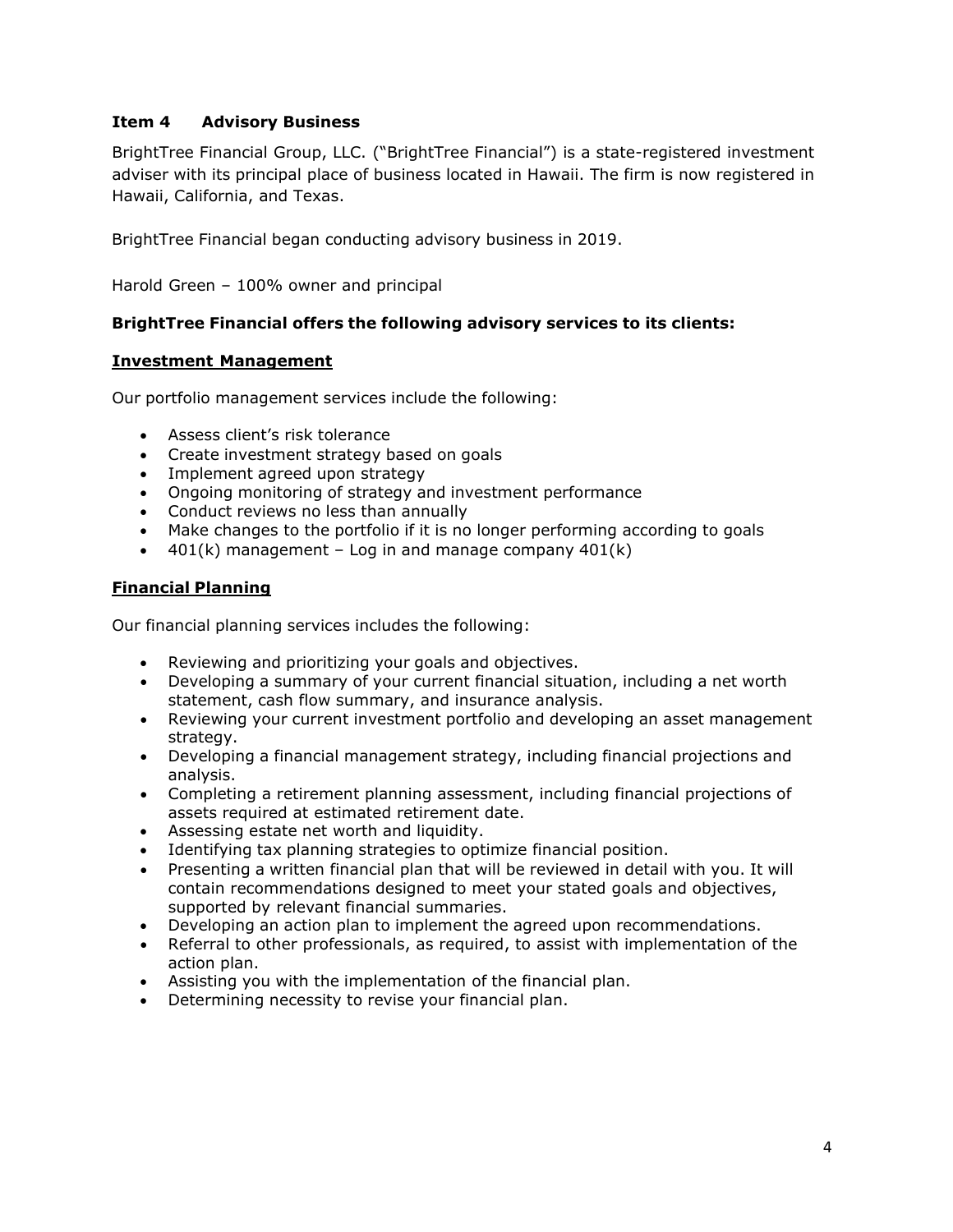## Item 4 Advisory Business

BrightTree Financial Group, LLC. ("BrightTree Financial") is a state-registered investment adviser with its principal place of business located in Hawaii. The firm is now registered in Hawaii, California, and Texas.

BrightTree Financial began conducting advisory business in 2019.

Harold Green – 100% owner and principal

**BrightTree Financial offers the following advisory services to its clients:**

### Investment Management

Our portfolio management services include the following:

- Assess client's risk tolerance
- Create investment strategy based on goals
- Implement agreed upon strategy
- Ongoing monitoring of strategy and investment performance
- Conduct reviews no less than annually
- Make changes to the portfolio if it is no longer performing according to goals
- 401(k) management – Log in and manage company 401(k)

### Financial Planning

Our financial planning services includes the following:

- Reviewing and prioritizing your goals and objectives.
- Developing a summary of your current financial situation, including a net worth statement, cash flow summary, and insurance analysis.
- Reviewing your current investment portfolio and developing an asset management strategy.
- Developing a financial management strategy, including financial projections and analysis.
- Completing a retirement planning assessment, including financial projections of assets required at estimated retirement date.
- Assessing estate net worth and liquidity.
- Identifying tax planning strategies to optimize financial position.
- Presenting a written financial plan that will be reviewed in detail with you. It will contain recommendations designed to meet your stated goals and objectives, supported by relevant financial summaries.
- Developing an action plan to implement the agreed upon recommendations.
- Referral to other professionals, as required, to assist with implementation of the action plan.
- Assisting you with the implementation of the financial plan.
- Determining necessity to revise your financial plan.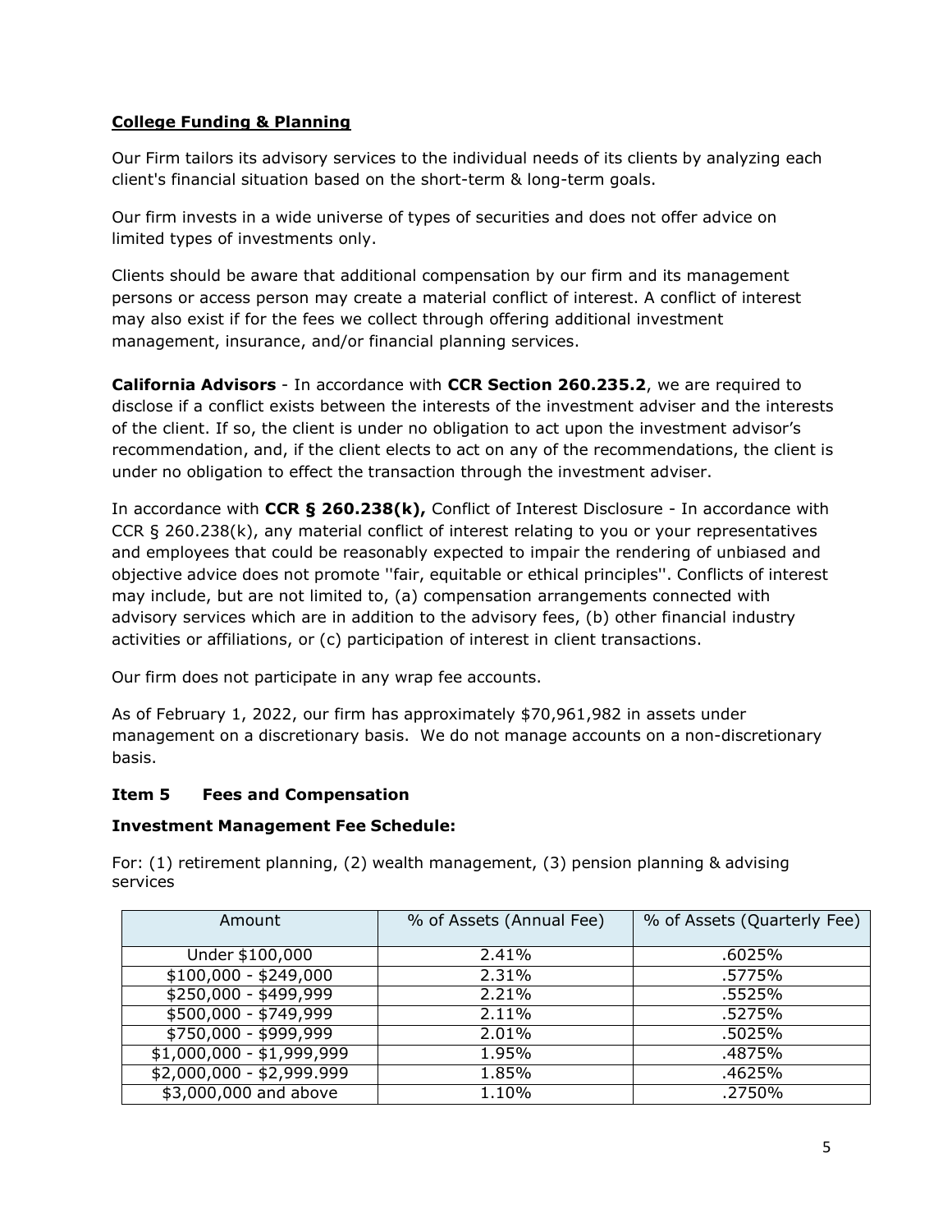**<u>College Funding & Planning</u>**

Our Firm tailors its advisory services to the individual needs of its clients by analyzing each client's financial situation based on the short-term & long-term goals.

Our firm invests in a wide universe of types of securities and does not offer advice on limited types of investments only.

Clients should be aware that additional compensation by our firm and its management persons or access person may create a material conflict of interest. A conflict of interest may also exist if for the fees we collect through offering additional investment management, insurance, and/or financial planning services.

**California Advisors** - In accordance with **CCR Section 260.235.2**, we are required to disclose if a conflict exists between the interests of the investment adviser and the interests of the client. If so, the client is under no obligation to act upon the investment advisor's recommendation, and, if the client elects to act on any of the recommendations, the client is under no obligation to effect the transaction through the investment adviser.

In accordance with **CCR § 260.238(k),** Conflict of Interest Disclosure - In accordance with CCR § 260.238(k), any material conflict of interest relating to you or your representatives and employees that could be reasonably expected to impair the rendering of unbiased and objective advice does not promote ''fair, equitable or ethical principles''. Conflicts of interest may include, but are not limited to, (a) compensation arrangements connected with advisory services which are in addition to the advisory fees, (b) other financial industry activities or affiliations, or (c) participation of interest in client transactions.

Our firm does not participate in any wrap fee accounts.

As of February 1, 2022, our firm has approximately $70,961,982 in assets under management on a discretionary basis. We do not manage accounts on a non-discretionary basis.

### Item 5 Fees and Compensation

**Investment Management Fee Schedule:**

For: (1) retirement planning, (2) wealth management, (3) pension planning & advising services

| Amount | % of Assets (Annual Fee) | % of Assets (Quarterly Fee) |
|---|---|---|
| Under $100,000 | 2.41% | .6025% |
| $100,000 - $249,000 | 2.31% | .5775% |
| $250,000 - $499,999 | 2.21% | .5525% |
| $500,000 - $749,999 | 2.11% | .5275% |
| $750,000 - $999,999 | 2.01% | .5025% |
| $1,000,000 - $1,999,999 | 1.95% | .4875% |
| $2,000,000 - $2,999.999 | 1.85% | .4625% |
| $3,000,000 and above | 1.10% | .2750% |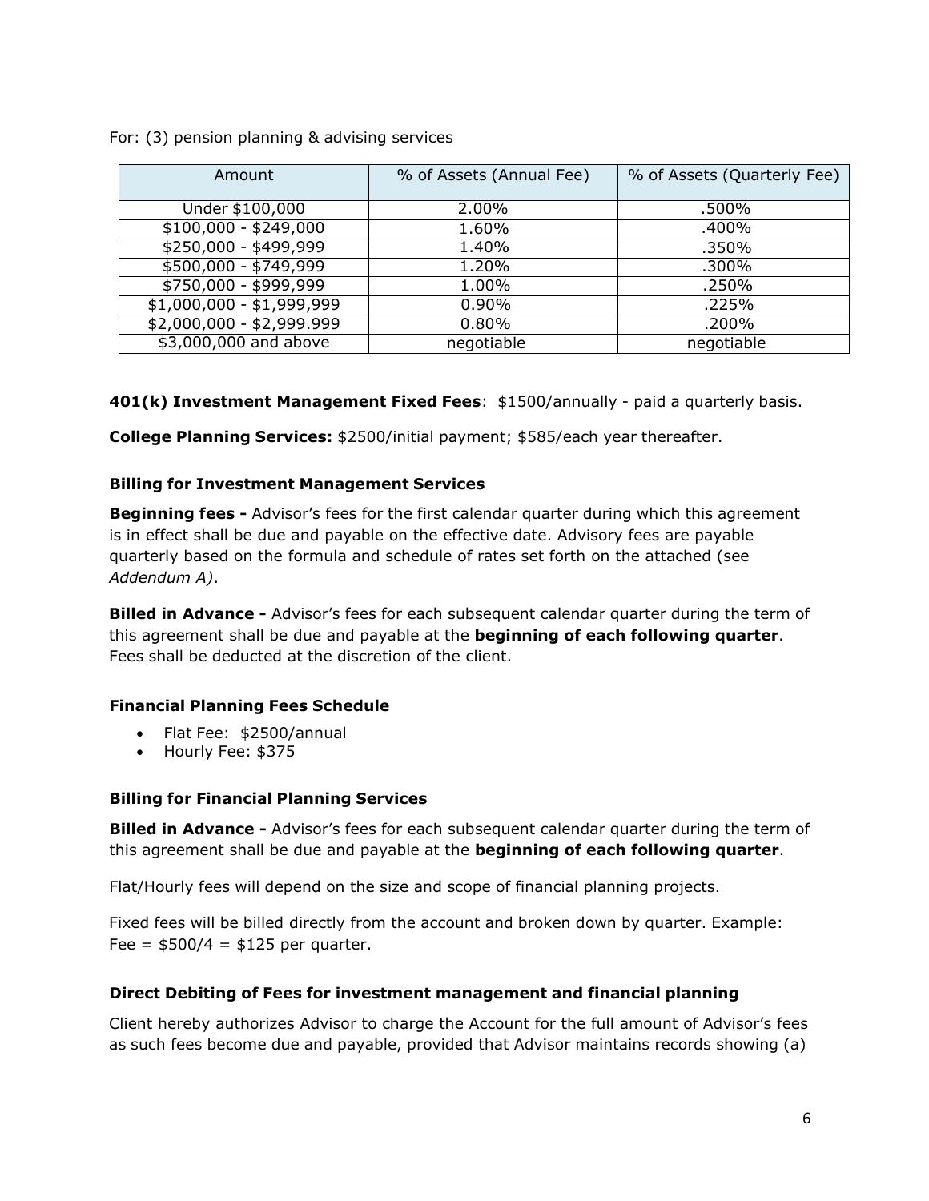For: (3) pension planning & advising services

| Amount | % of Assets (Annual Fee) | % of Assets (Quarterly Fee) |
|---|---|---|
| Under $100,000 | 2.00% | .500% |
| $100,000 - $249,000 | 1.60% | .400% |
| $250,000 - $499,999 | 1.40% | .350% |
| $500,000 - $749,999 | 1.20% | .300% |
| $750,000 - $999,999 | 1.00% | .250% |
| $1,000,000 - $1,999,999 | 0.90% | .225% |
| $2,000,000 - $2,999.999 | 0.80% | .200% |
| $3,000,000 and above | negotiable | negotiable |

**401(k) Investment Management Fixed Fees**: $1500/annually - paid a quarterly basis.

**College Planning Services:** $2500/initial payment; $585/each year thereafter.

### Billing for Investment Management Services

**Beginning fees -** Advisor's fees for the first calendar quarter during which this agreement is in effect shall be due and payable on the effective date. Advisory fees are payable quarterly based on the formula and schedule of rates set forth on the attached (see *Addendum A)*.

**Billed in Advance -** Advisor's fees for each subsequent calendar quarter during the term of this agreement shall be due and payable at the **beginning of each following quarter**. Fees shall be deducted at the discretion of the client.

### Financial Planning Fees Schedule

- Flat Fee: $2500/annual
- Hourly Fee: $375

### Billing for Financial Planning Services

**Billed in Advance -** Advisor's fees for each subsequent calendar quarter during the term of this agreement shall be due and payable at the **beginning of each following quarter**.

Flat/Hourly fees will depend on the size and scope of financial planning projects.

Fixed fees will be billed directly from the account and broken down by quarter. Example: Fee = $500/4 = $125 per quarter.

### Direct Debiting of Fees for investment management and financial planning

Client hereby authorizes Advisor to charge the Account for the full amount of Advisor's fees as such fees become due and payable, provided that Advisor maintains records showing (a)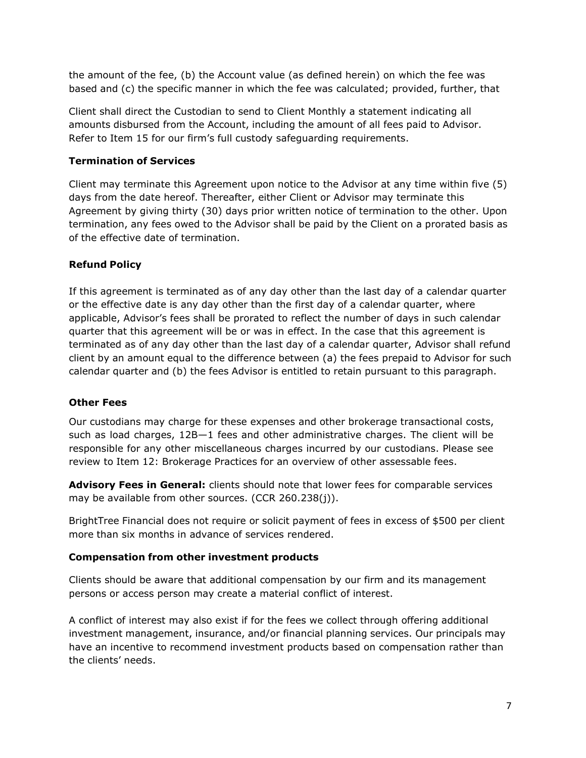the amount of the fee, (b) the Account value (as defined herein) on which the fee was based and (c) the specific manner in which the fee was calculated; provided, further, that

Client shall direct the Custodian to send to Client Monthly a statement indicating all amounts disbursed from the Account, including the amount of all fees paid to Advisor. Refer to Item 15 for our firm's full custody safeguarding requirements.

### Termination of Services

Client may terminate this Agreement upon notice to the Advisor at any time within five (5) days from the date hereof. Thereafter, either Client or Advisor may terminate this Agreement by giving thirty (30) days prior written notice of termination to the other. Upon termination, any fees owed to the Advisor shall be paid by the Client on a prorated basis as of the effective date of termination.

### Refund Policy

If this agreement is terminated as of any day other than the last day of a calendar quarter or the effective date is any day other than the first day of a calendar quarter, where applicable, Advisor's fees shall be prorated to reflect the number of days in such calendar quarter that this agreement will be or was in effect. In the case that this agreement is terminated as of any day other than the last day of a calendar quarter, Advisor shall refund client by an amount equal to the difference between (a) the fees prepaid to Advisor for such calendar quarter and (b) the fees Advisor is entitled to retain pursuant to this paragraph.

### Other Fees

Our custodians may charge for these expenses and other brokerage transactional costs, such as load charges, 12B—1 fees and other administrative charges. The client will be responsible for any other miscellaneous charges incurred by our custodians. Please see review to Item 12: Brokerage Practices for an overview of other assessable fees.

**Advisory Fees in General:** clients should note that lower fees for comparable services may be available from other sources. (CCR 260.238(j)).

BrightTree Financial does not require or solicit payment of fees in excess of $500 per client more than six months in advance of services rendered.

### Compensation from other investment products

Clients should be aware that additional compensation by our firm and its management persons or access person may create a material conflict of interest.

A conflict of interest may also exist if for the fees we collect through offering additional investment management, insurance, and/or financial planning services. Our principals may have an incentive to recommend investment products based on compensation rather than the clients' needs.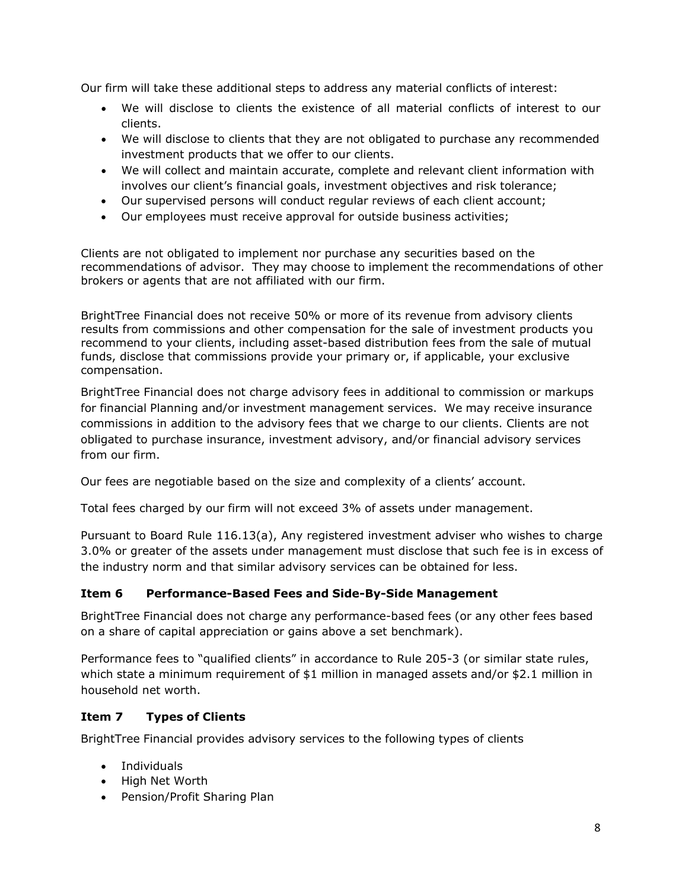Our firm will take these additional steps to address any material conflicts of interest:

- We will disclose to clients the existence of all material conflicts of interest to our clients.
- We will disclose to clients that they are not obligated to purchase any recommended investment products that we offer to our clients.
- We will collect and maintain accurate, complete and relevant client information with involves our client's financial goals, investment objectives and risk tolerance;
- Our supervised persons will conduct regular reviews of each client account;
- Our employees must receive approval for outside business activities;

Clients are not obligated to implement nor purchase any securities based on the recommendations of advisor. They may choose to implement the recommendations of other brokers or agents that are not affiliated with our firm.

BrightTree Financial does not receive 50% or more of its revenue from advisory clients results from commissions and other compensation for the sale of investment products you recommend to your clients, including asset-based distribution fees from the sale of mutual funds, disclose that commissions provide your primary or, if applicable, your exclusive compensation.

BrightTree Financial does not charge advisory fees in additional to commission or markups for financial Planning and/or investment management services. We may receive insurance commissions in addition to the advisory fees that we charge to our clients. Clients are not obligated to purchase insurance, investment advisory, and/or financial advisory services from our firm.

Our fees are negotiable based on the size and complexity of a clients' account.

Total fees charged by our firm will not exceed 3% of assets under management.

Pursuant to Board Rule 116.13(a), Any registered investment adviser who wishes to charge 3.0% or greater of the assets under management must disclose that such fee is in excess of the industry norm and that similar advisory services can be obtained for less.

## Item 6 Performance-Based Fees and Side-By-Side Management

BrightTree Financial does not charge any performance-based fees (or any other fees based on a share of capital appreciation or gains above a set benchmark).

Performance fees to "qualified clients" in accordance to Rule 205-3 (or similar state rules, which state a minimum requirement of $1 million in managed assets and/or $2.1 million in household net worth.

## Item 7 Types of Clients

BrightTree Financial provides advisory services to the following types of clients

- Individuals
- High Net Worth
- Pension/Profit Sharing Plan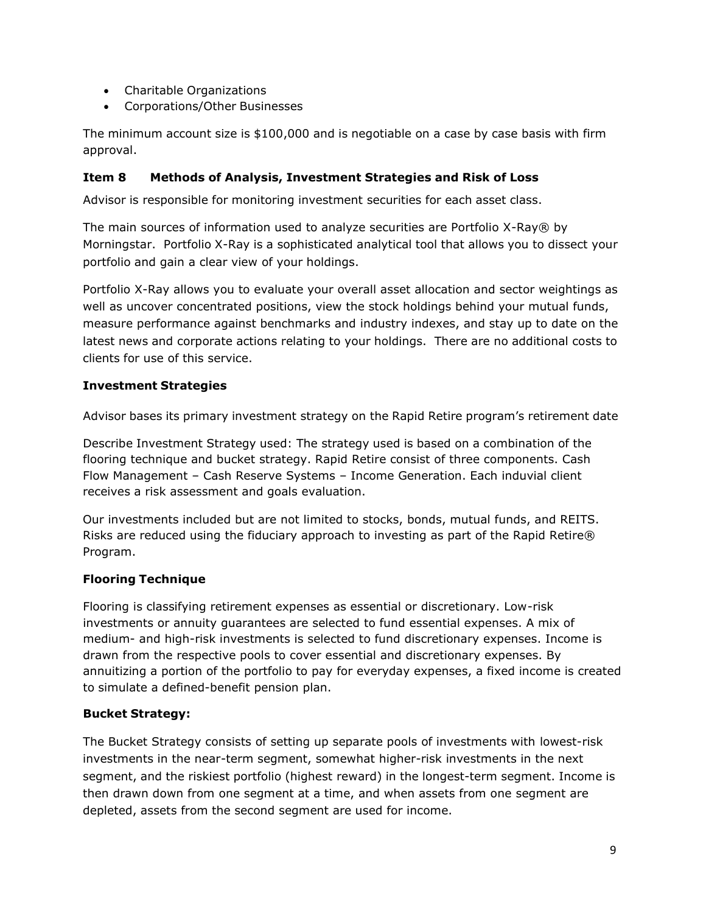- Charitable Organizations
- Corporations/Other Businesses

The minimum account size is $100,000 and is negotiable on a case by case basis with firm approval.

## Item 8 Methods of Analysis, Investment Strategies and Risk of Loss

Advisor is responsible for monitoring investment securities for each asset class.

The main sources of information used to analyze securities are Portfolio X-Ray® by Morningstar. Portfolio X-Ray is a sophisticated analytical tool that allows you to dissect your portfolio and gain a clear view of your holdings.

Portfolio X-Ray allows you to evaluate your overall asset allocation and sector weightings as well as uncover concentrated positions, view the stock holdings behind your mutual funds, measure performance against benchmarks and industry indexes, and stay up to date on the latest news and corporate actions relating to your holdings. There are no additional costs to clients for use of this service.

### Investment Strategies

Advisor bases its primary investment strategy on the Rapid Retire program's retirement date

Describe Investment Strategy used: The strategy used is based on a combination of the flooring technique and bucket strategy. Rapid Retire consist of three components. Cash Flow Management – Cash Reserve Systems – Income Generation. Each induvial client receives a risk assessment and goals evaluation.

Our investments included but are not limited to stocks, bonds, mutual funds, and REITS. Risks are reduced using the fiduciary approach to investing as part of the Rapid Retire® Program.

### Flooring Technique

Flooring is classifying retirement expenses as essential or discretionary. Low-risk investments or annuity guarantees are selected to fund essential expenses. A mix of medium- and high-risk investments is selected to fund discretionary expenses. Income is drawn from the respective pools to cover essential and discretionary expenses. By annuitizing a portion of the portfolio to pay for everyday expenses, a fixed income is created to simulate a defined-benefit pension plan.

### Bucket Strategy:

The Bucket Strategy consists of setting up separate pools of investments with lowest-risk investments in the near-term segment, somewhat higher-risk investments in the next segment, and the riskiest portfolio (highest reward) in the longest-term segment. Income is then drawn down from one segment at a time, and when assets from one segment are depleted, assets from the second segment are used for income.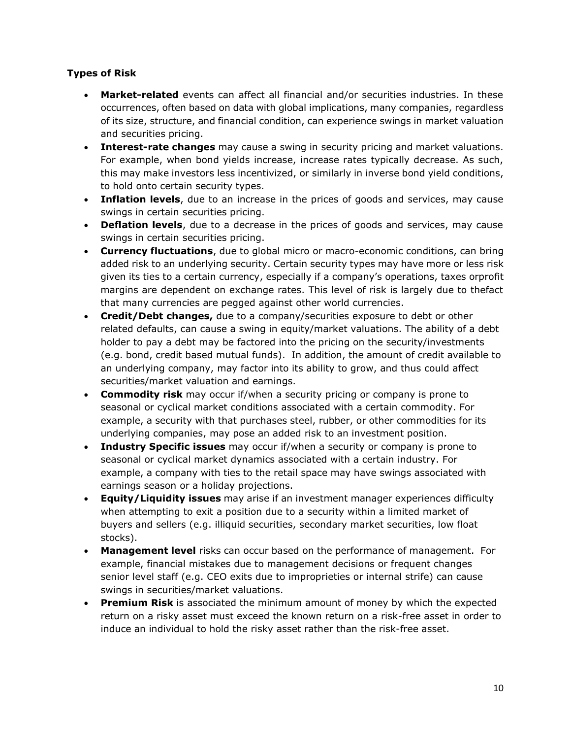### Types of Risk

- **Market-related** events can affect all financial and/or securities industries. In these occurrences, often based on data with global implications, many companies, regardless of its size, structure, and financial condition, can experience swings in market valuation and securities pricing.
- **Interest-rate changes** may cause a swing in security pricing and market valuations. For example, when bond yields increase, increase rates typically decrease. As such, this may make investors less incentivized, or similarly in inverse bond yield conditions, to hold onto certain security types.
- **Inflation levels**, due to an increase in the prices of goods and services, may cause swings in certain securities pricing.
- **Deflation levels**, due to a decrease in the prices of goods and services, may cause swings in certain securities pricing.
- **Currency fluctuations**, due to global micro or macro-economic conditions, can bring added risk to an underlying security. Certain security types may have more or less risk given its ties to a certain currency, especially if a company's operations, taxes orprofit margins are dependent on exchange rates. This level of risk is largely due to thefact that many currencies are pegged against other world currencies.
- **Credit/Debt changes,** due to a company/securities exposure to debt or other related defaults, can cause a swing in equity/market valuations. The ability of a debt holder to pay a debt may be factored into the pricing on the security/investments (e.g. bond, credit based mutual funds). In addition, the amount of credit available to an underlying company, may factor into its ability to grow, and thus could affect securities/market valuation and earnings.
- **Commodity risk** may occur if/when a security pricing or company is prone to seasonal or cyclical market conditions associated with a certain commodity. For example, a security with that purchases steel, rubber, or other commodities for its underlying companies, may pose an added risk to an investment position.
- **Industry Specific issues** may occur if/when a security or company is prone to seasonal or cyclical market dynamics associated with a certain industry. For example, a company with ties to the retail space may have swings associated with earnings season or a holiday projections.
- **Equity/Liquidity issues** may arise if an investment manager experiences difficulty when attempting to exit a position due to a security within a limited market of buyers and sellers (e.g. illiquid securities, secondary market securities, low float stocks).
- **Management level** risks can occur based on the performance of management. For example, financial mistakes due to management decisions or frequent changes senior level staff (e.g. CEO exits due to improprieties or internal strife) can cause swings in securities/market valuations.
- **Premium Risk** is associated the minimum amount of money by which the expected return on a risky asset must exceed the known return on a risk-free asset in order to induce an individual to hold the risky asset rather than the risk-free asset.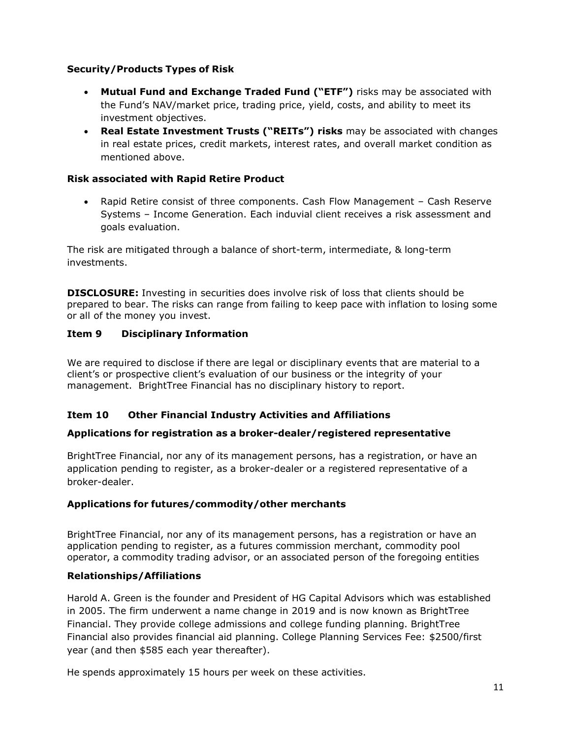**Security/Products Types of Risk**

- **Mutual Fund and Exchange Traded Fund ("ETF")** risks may be associated with the Fund's NAV/market price, trading price, yield, costs, and ability to meet its investment objectives.
- **Real Estate Investment Trusts ("REITs") risks** may be associated with changes in real estate prices, credit markets, interest rates, and overall market condition as mentioned above.

**Risk associated with Rapid Retire Product**

- Rapid Retire consist of three components. Cash Flow Management – Cash Reserve Systems – Income Generation. Each induvial client receives a risk assessment and goals evaluation.

The risk are mitigated through a balance of short-term, intermediate, & long-term investments.

**DISCLOSURE:** Investing in securities does involve risk of loss that clients should be prepared to bear. The risks can range from failing to keep pace with inflation to losing some or all of the money you invest.

## Item 9 Disciplinary Information

We are required to disclose if there are legal or disciplinary events that are material to a client's or prospective client's evaluation of our business or the integrity of your management. BrightTree Financial has no disciplinary history to report.

## Item 10 Other Financial Industry Activities and Affiliations

**Applications for registration as a broker-dealer/registered representative**

BrightTree Financial, nor any of its management persons, has a registration, or have an application pending to register, as a broker-dealer or a registered representative of a broker-dealer.

**Applications for futures/commodity/other merchants**

BrightTree Financial, nor any of its management persons, has a registration or have an application pending to register, as a futures commission merchant, commodity pool operator, a commodity trading advisor, or an associated person of the foregoing entities

**Relationships/Affiliations**

Harold A. Green is the founder and President of HG Capital Advisors which was established in 2005. The firm underwent a name change in 2019 and is now known as BrightTree Financial. They provide college admissions and college funding planning. BrightTree Financial also provides financial aid planning. College Planning Services Fee: $2500/first year (and then $585 each year thereafter).

He spends approximately 15 hours per week on these activities.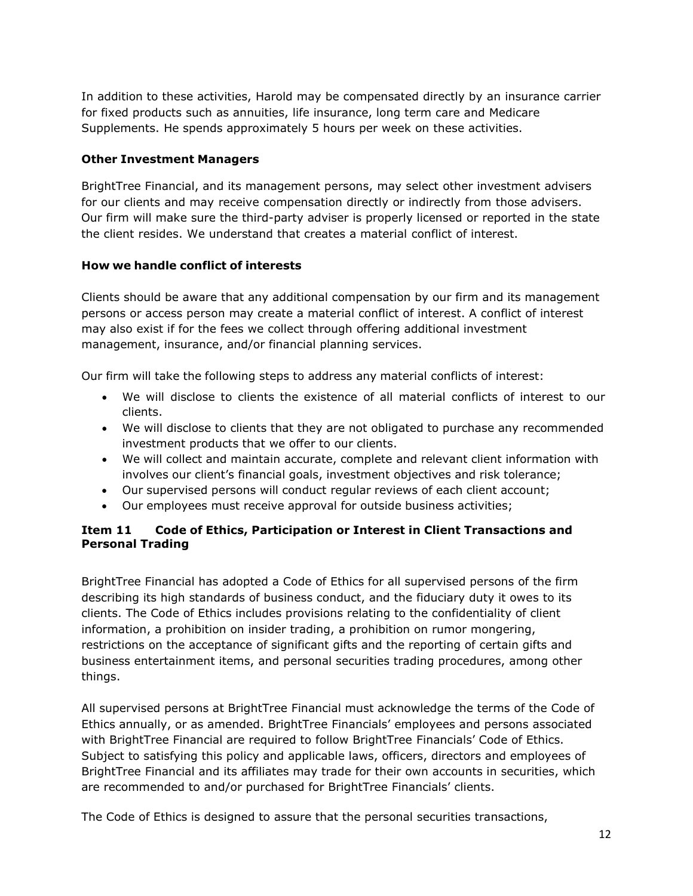In addition to these activities, Harold may be compensated directly by an insurance carrier for fixed products such as annuities, life insurance, long term care and Medicare Supplements. He spends approximately 5 hours per week on these activities.

**Other Investment Managers**

BrightTree Financial, and its management persons, may select other investment advisers for our clients and may receive compensation directly or indirectly from those advisers. Our firm will make sure the third-party adviser is properly licensed or reported in the state the client resides. We understand that creates a material conflict of interest.

**How we handle conflict of interests**

Clients should be aware that any additional compensation by our firm and its management persons or access person may create a material conflict of interest. A conflict of interest may also exist if for the fees we collect through offering additional investment management, insurance, and/or financial planning services.

Our firm will take the following steps to address any material conflicts of interest:

- We will disclose to clients the existence of all material conflicts of interest to our clients.
- We will disclose to clients that they are not obligated to purchase any recommended investment products that we offer to our clients.
- We will collect and maintain accurate, complete and relevant client information with involves our client's financial goals, investment objectives and risk tolerance;
- Our supervised persons will conduct regular reviews of each client account;
- Our employees must receive approval for outside business activities;

## Item 11 Code of Ethics, Participation or Interest in Client Transactions and Personal Trading

BrightTree Financial has adopted a Code of Ethics for all supervised persons of the firm describing its high standards of business conduct, and the fiduciary duty it owes to its clients. The Code of Ethics includes provisions relating to the confidentiality of client information, a prohibition on insider trading, a prohibition on rumor mongering, restrictions on the acceptance of significant gifts and the reporting of certain gifts and business entertainment items, and personal securities trading procedures, among other things.

All supervised persons at BrightTree Financial must acknowledge the terms of the Code of Ethics annually, or as amended. BrightTree Financials' employees and persons associated with BrightTree Financial are required to follow BrightTree Financials' Code of Ethics. Subject to satisfying this policy and applicable laws, officers, directors and employees of BrightTree Financial and its affiliates may trade for their own accounts in securities, which are recommended to and/or purchased for BrightTree Financials' clients.

The Code of Ethics is designed to assure that the personal securities transactions,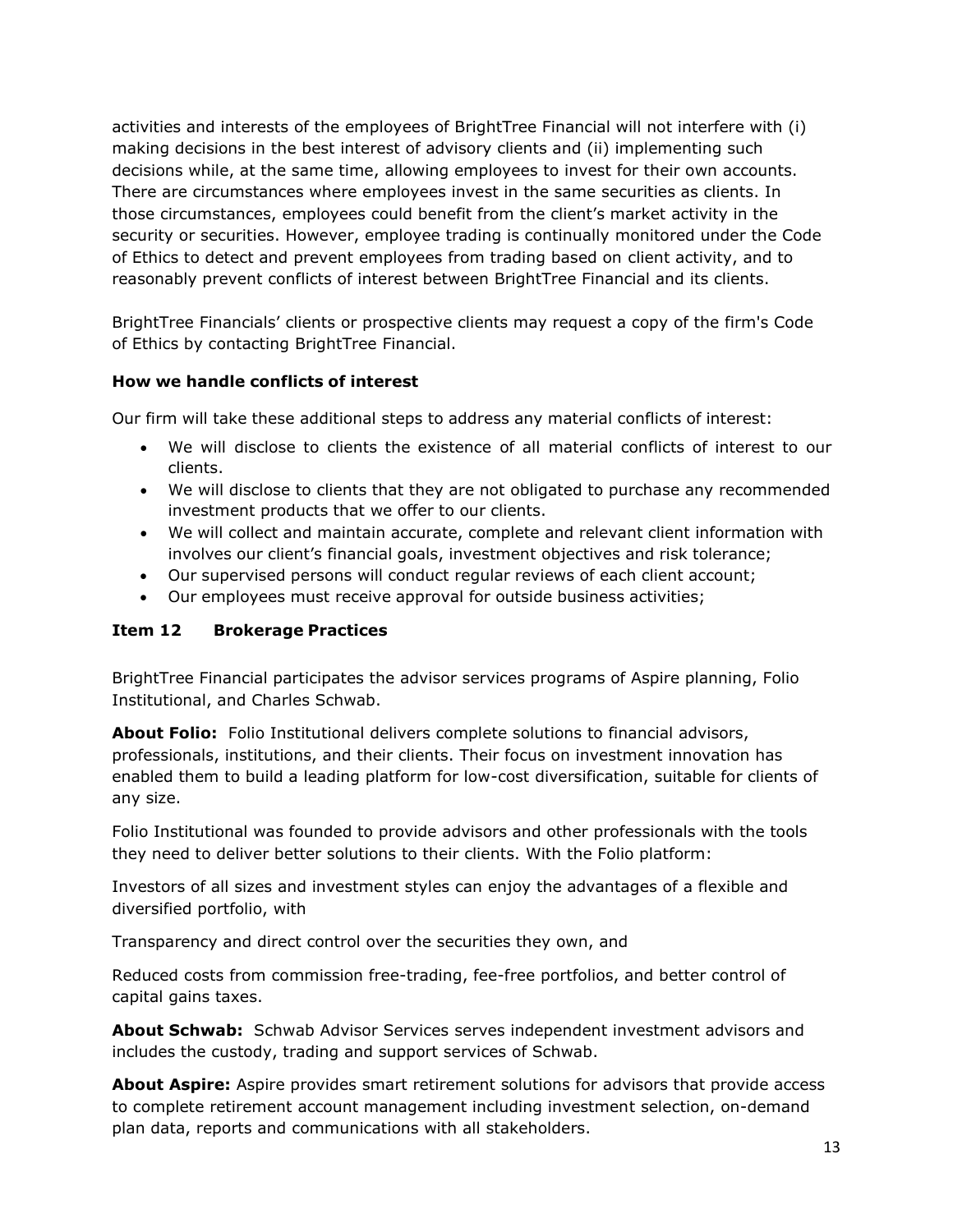activities and interests of the employees of BrightTree Financial will not interfere with (i) making decisions in the best interest of advisory clients and (ii) implementing such decisions while, at the same time, allowing employees to invest for their own accounts. There are circumstances where employees invest in the same securities as clients. In those circumstances, employees could benefit from the client's market activity in the security or securities. However, employee trading is continually monitored under the Code of Ethics to detect and prevent employees from trading based on client activity, and to reasonably prevent conflicts of interest between BrightTree Financial and its clients.

BrightTree Financials' clients or prospective clients may request a copy of the firm's Code of Ethics by contacting BrightTree Financial.

**How we handle conflicts of interest**

Our firm will take these additional steps to address any material conflicts of interest:

- We will disclose to clients the existence of all material conflicts of interest to our clients.
- We will disclose to clients that they are not obligated to purchase any recommended investment products that we offer to our clients.
- We will collect and maintain accurate, complete and relevant client information with involves our client's financial goals, investment objectives and risk tolerance;
- Our supervised persons will conduct regular reviews of each client account;
- Our employees must receive approval for outside business activities;

## Item 12 Brokerage Practices

BrightTree Financial participates the advisor services programs of Aspire planning, Folio Institutional, and Charles Schwab.

**About Folio:** Folio Institutional delivers complete solutions to financial advisors, professionals, institutions, and their clients. Their focus on investment innovation has enabled them to build a leading platform for low-cost diversification, suitable for clients of any size.

Folio Institutional was founded to provide advisors and other professionals with the tools they need to deliver better solutions to their clients. With the Folio platform:

Investors of all sizes and investment styles can enjoy the advantages of a flexible and diversified portfolio, with

Transparency and direct control over the securities they own, and

Reduced costs from commission free-trading, fee-free portfolios, and better control of capital gains taxes.

**About Schwab:** Schwab Advisor Services serves independent investment advisors and includes the custody, trading and support services of Schwab.

**About Aspire:** Aspire provides smart retirement solutions for advisors that provide access to complete retirement account management including investment selection, on-demand plan data, reports and communications with all stakeholders.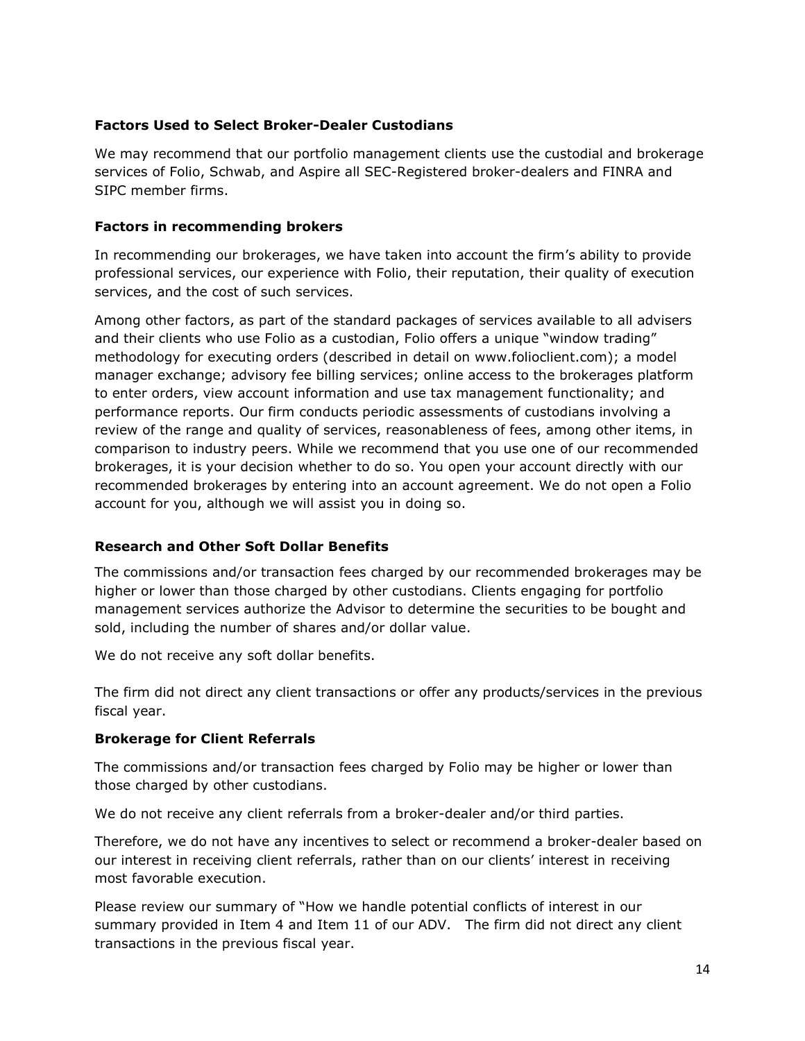### Factors Used to Select Broker-Dealer Custodians

We may recommend that our portfolio management clients use the custodial and brokerage services of Folio, Schwab, and Aspire all SEC-Registered broker-dealers and FINRA and SIPC member firms.

### Factors in recommending brokers

In recommending our brokerages, we have taken into account the firm's ability to provide professional services, our experience with Folio, their reputation, their quality of execution services, and the cost of such services.

Among other factors, as part of the standard packages of services available to all advisers and their clients who use Folio as a custodian, Folio offers a unique "window trading" methodology for executing orders (described in detail on www.folioclient.com); a model manager exchange; advisory fee billing services; online access to the brokerages platform to enter orders, view account information and use tax management functionality; and performance reports. Our firm conducts periodic assessments of custodians involving a review of the range and quality of services, reasonableness of fees, among other items, in comparison to industry peers. While we recommend that you use one of our recommended brokerages, it is your decision whether to do so. You open your account directly with our recommended brokerages by entering into an account agreement. We do not open a Folio account for you, although we will assist you in doing so.

### Research and Other Soft Dollar Benefits

The commissions and/or transaction fees charged by our recommended brokerages may be higher or lower than those charged by other custodians. Clients engaging for portfolio management services authorize the Advisor to determine the securities to be bought and sold, including the number of shares and/or dollar value.

We do not receive any soft dollar benefits.

The firm did not direct any client transactions or offer any products/services in the previous fiscal year.

### Brokerage for Client Referrals

The commissions and/or transaction fees charged by Folio may be higher or lower than those charged by other custodians.

We do not receive any client referrals from a broker-dealer and/or third parties.

Therefore, we do not have any incentives to select or recommend a broker-dealer based on our interest in receiving client referrals, rather than on our clients' interest in receiving most favorable execution.

Please review our summary of "How we handle potential conflicts of interest in our summary provided in Item 4 and Item 11 of our ADV. The firm did not direct any client transactions in the previous fiscal year.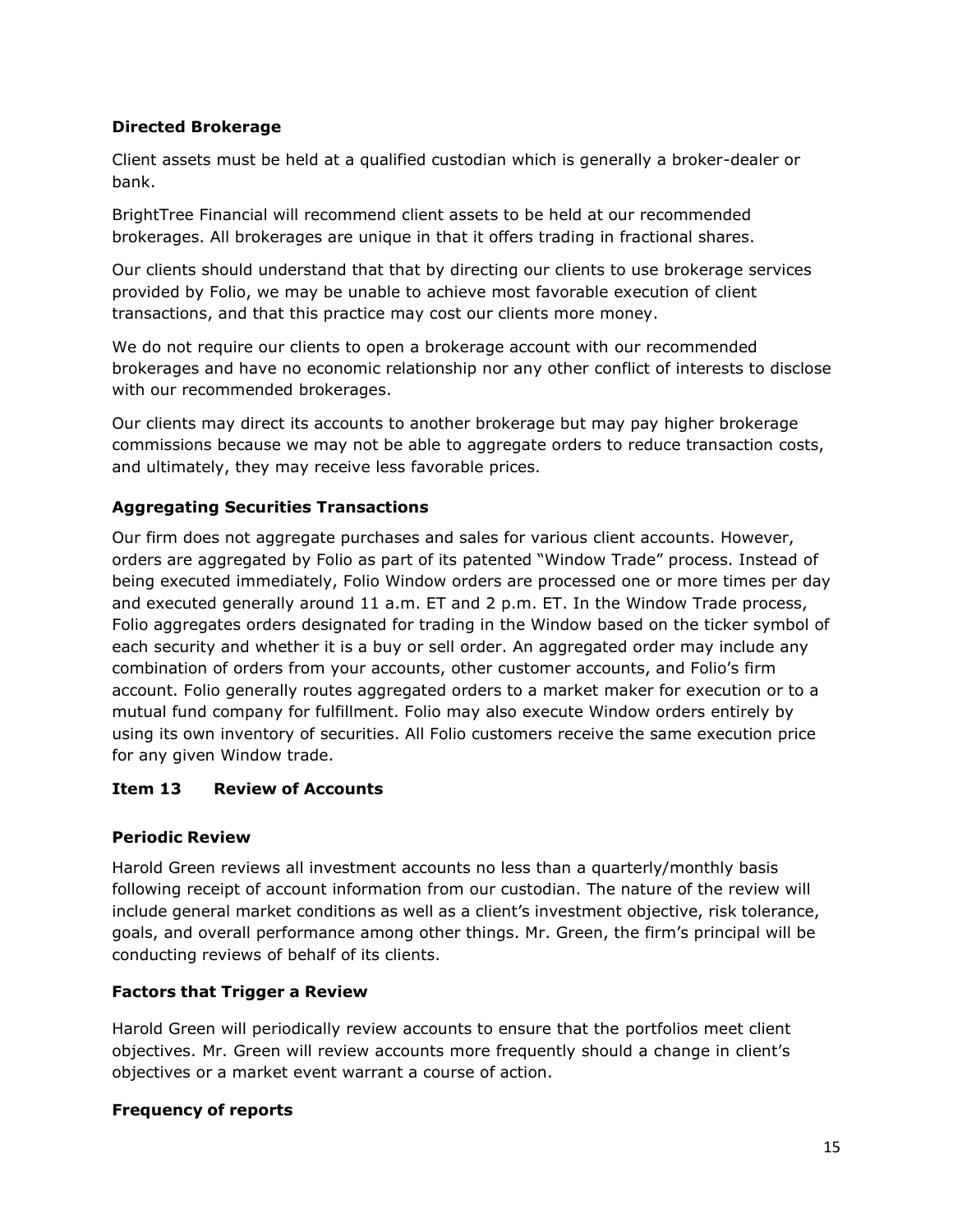### Directed Brokerage

Client assets must be held at a qualified custodian which is generally a broker-dealer or bank.

BrightTree Financial will recommend client assets to be held at our recommended brokerages. All brokerages are unique in that it offers trading in fractional shares.

Our clients should understand that that by directing our clients to use brokerage services provided by Folio, we may be unable to achieve most favorable execution of client transactions, and that this practice may cost our clients more money.

We do not require our clients to open a brokerage account with our recommended brokerages and have no economic relationship nor any other conflict of interests to disclose with our recommended brokerages.

Our clients may direct its accounts to another brokerage but may pay higher brokerage commissions because we may not be able to aggregate orders to reduce transaction costs, and ultimately, they may receive less favorable prices.

### Aggregating Securities Transactions

Our firm does not aggregate purchases and sales for various client accounts. However, orders are aggregated by Folio as part of its patented "Window Trade" process. Instead of being executed immediately, Folio Window orders are processed one or more times per day and executed generally around 11 a.m. ET and 2 p.m. ET. In the Window Trade process, Folio aggregates orders designated for trading in the Window based on the ticker symbol of each security and whether it is a buy or sell order. An aggregated order may include any combination of orders from your accounts, other customer accounts, and Folio's firm account. Folio generally routes aggregated orders to a market maker for execution or to a mutual fund company for fulfillment. Folio may also execute Window orders entirely by using its own inventory of securities. All Folio customers receive the same execution price for any given Window trade.

## Item 13 Review of Accounts

### Periodic Review

Harold Green reviews all investment accounts no less than a quarterly/monthly basis following receipt of account information from our custodian. The nature of the review will include general market conditions as well as a client's investment objective, risk tolerance, goals, and overall performance among other things. Mr. Green, the firm's principal will be conducting reviews of behalf of its clients.

### Factors that Trigger a Review

Harold Green will periodically review accounts to ensure that the portfolios meet client objectives. Mr. Green will review accounts more frequently should a change in client's objectives or a market event warrant a course of action.

### Frequency of reports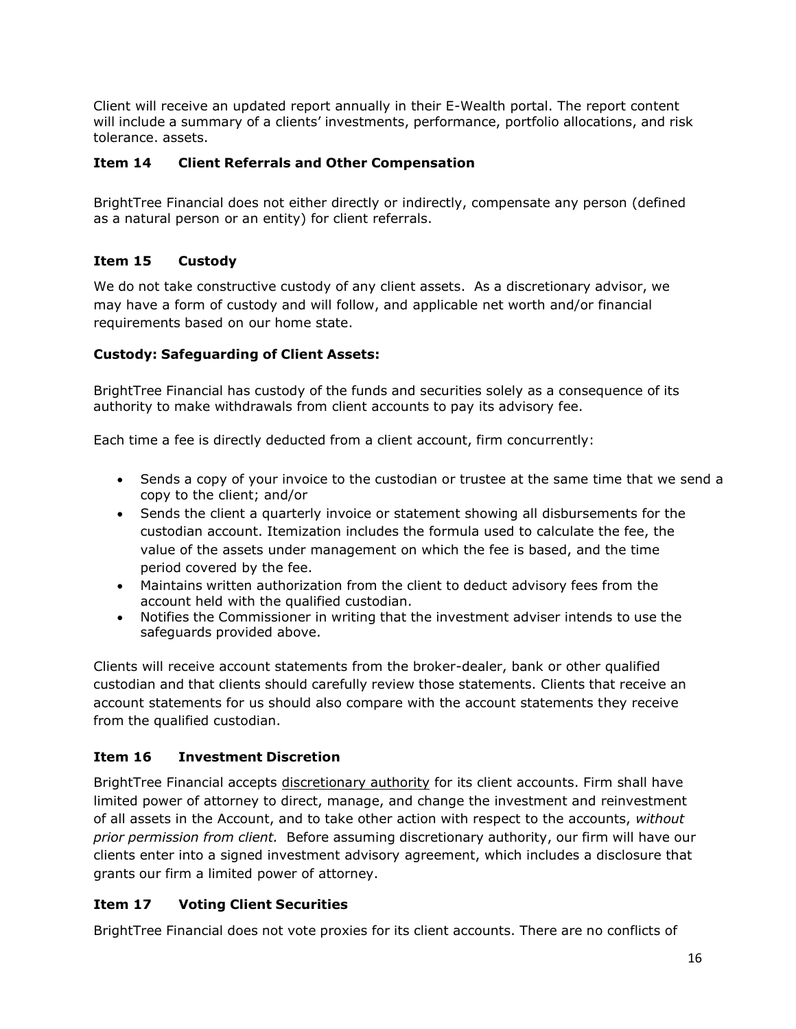Client will receive an updated report annually in their E-Wealth portal. The report content will include a summary of a clients' investments, performance, portfolio allocations, and risk tolerance. assets.

## Item 14 Client Referrals and Other Compensation

BrightTree Financial does not either directly or indirectly, compensate any person (defined as a natural person or an entity) for client referrals.

## Item 15 Custody

We do not take constructive custody of any client assets. As a discretionary advisor, we may have a form of custody and will follow, and applicable net worth and/or financial requirements based on our home state.

### Custody: Safeguarding of Client Assets:

BrightTree Financial has custody of the funds and securities solely as a consequence of its authority to make withdrawals from client accounts to pay its advisory fee.

Each time a fee is directly deducted from a client account, firm concurrently:

- Sends a copy of your invoice to the custodian or trustee at the same time that we send a copy to the client; and/or
- Sends the client a quarterly invoice or statement showing all disbursements for the custodian account. Itemization includes the formula used to calculate the fee, the value of the assets under management on which the fee is based, and the time period covered by the fee.
- Maintains written authorization from the client to deduct advisory fees from the account held with the qualified custodian.
- Notifies the Commissioner in writing that the investment adviser intends to use the safeguards provided above.

Clients will receive account statements from the broker-dealer, bank or other qualified custodian and that clients should carefully review those statements. Clients that receive an account statements for us should also compare with the account statements they receive from the qualified custodian.

## Item 16 Investment Discretion

BrightTree Financial accepts discretionary authority for its client accounts. Firm shall have limited power of attorney to direct, manage, and change the investment and reinvestment of all assets in the Account, and to take other action with respect to the accounts, *without prior permission from client.* Before assuming discretionary authority, our firm will have our clients enter into a signed investment advisory agreement, which includes a disclosure that grants our firm a limited power of attorney.

## Item 17 Voting Client Securities

BrightTree Financial does not vote proxies for its client accounts. There are no conflicts of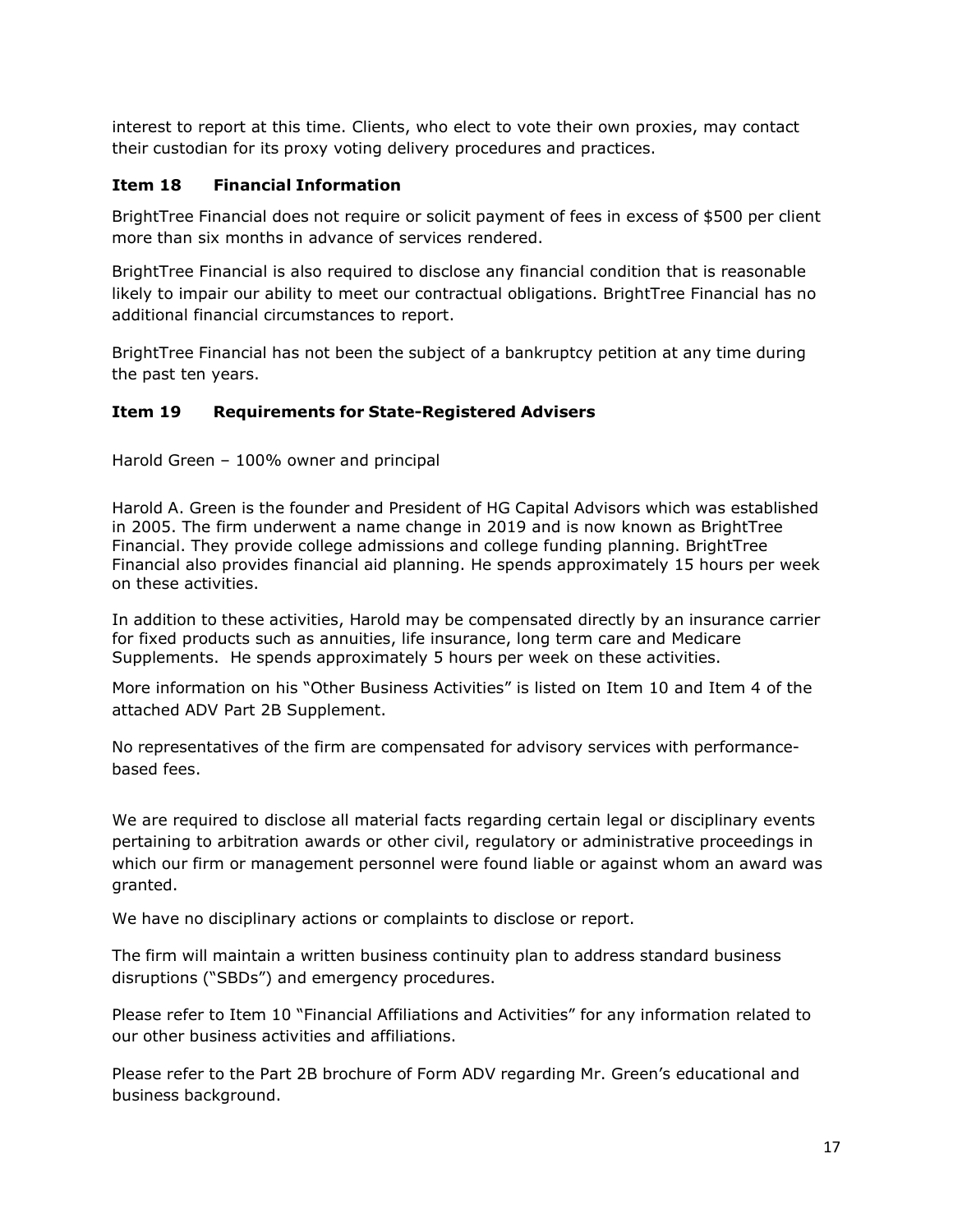interest to report at this time. Clients, who elect to vote their own proxies, may contact their custodian for its proxy voting delivery procedures and practices.

### Item 18 Financial Information

BrightTree Financial does not require or solicit payment of fees in excess of $500 per client more than six months in advance of services rendered.

BrightTree Financial is also required to disclose any financial condition that is reasonable likely to impair our ability to meet our contractual obligations. BrightTree Financial has no additional financial circumstances to report.

BrightTree Financial has not been the subject of a bankruptcy petition at any time during the past ten years.

### Item 19 Requirements for State-Registered Advisers

Harold Green – 100% owner and principal

Harold A. Green is the founder and President of HG Capital Advisors which was established in 2005. The firm underwent a name change in 2019 and is now known as BrightTree Financial. They provide college admissions and college funding planning. BrightTree Financial also provides financial aid planning. He spends approximately 15 hours per week on these activities.

In addition to these activities, Harold may be compensated directly by an insurance carrier for fixed products such as annuities, life insurance, long term care and Medicare Supplements. He spends approximately 5 hours per week on these activities.

More information on his "Other Business Activities" is listed on Item 10 and Item 4 of the attached ADV Part 2B Supplement.

No representatives of the firm are compensated for advisory services with performance-based fees.

We are required to disclose all material facts regarding certain legal or disciplinary events pertaining to arbitration awards or other civil, regulatory or administrative proceedings in which our firm or management personnel were found liable or against whom an award was granted.

We have no disciplinary actions or complaints to disclose or report.

The firm will maintain a written business continuity plan to address standard business disruptions ("SBDs") and emergency procedures.

Please refer to Item 10 "Financial Affiliations and Activities" for any information related to our other business activities and affiliations.

Please refer to the Part 2B brochure of Form ADV regarding Mr. Green's educational and business background.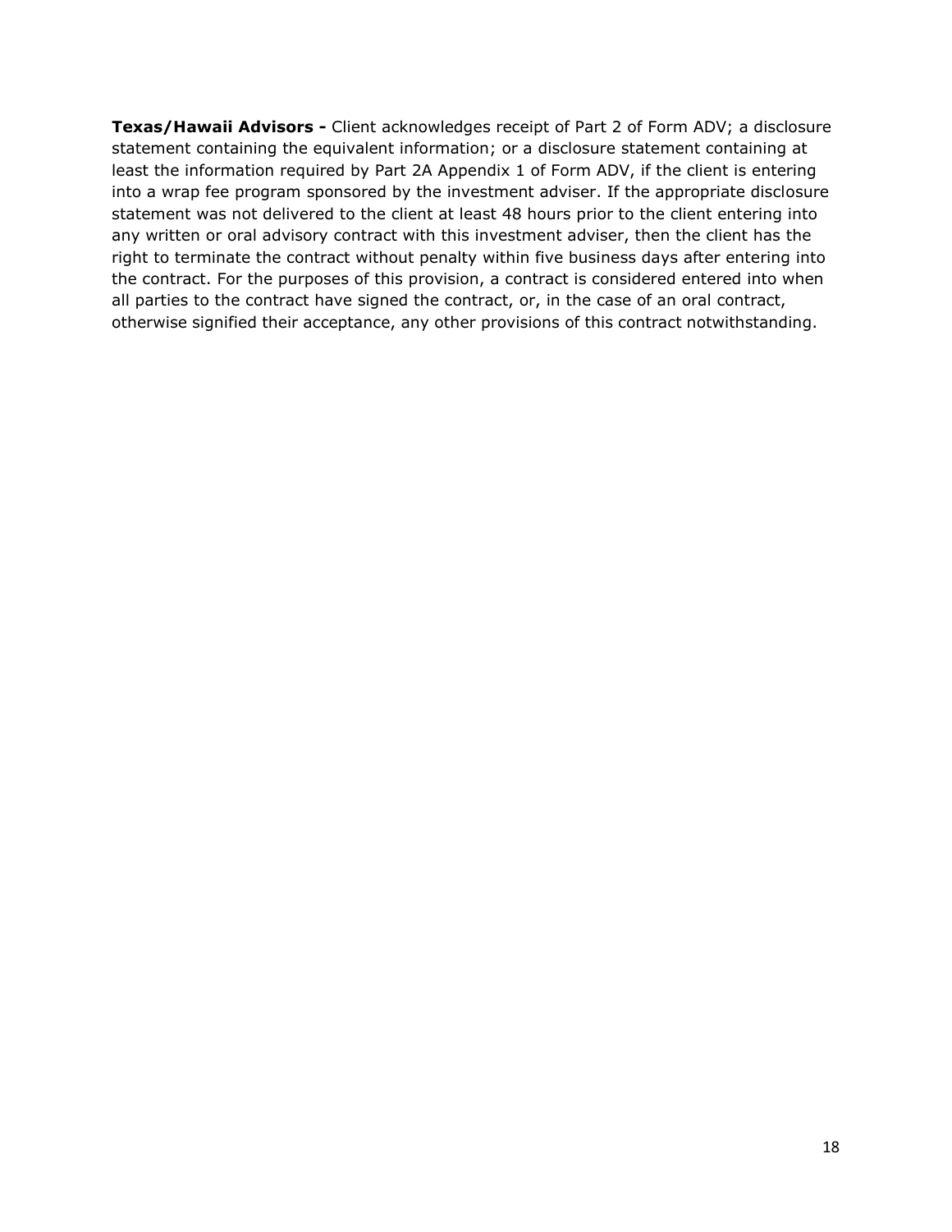**Texas/Hawaii Advisors -** Client acknowledges receipt of Part 2 of Form ADV; a disclosure statement containing the equivalent information; or a disclosure statement containing at least the information required by Part 2A Appendix 1 of Form ADV, if the client is entering into a wrap fee program sponsored by the investment adviser. If the appropriate disclosure statement was not delivered to the client at least 48 hours prior to the client entering into any written or oral advisory contract with this investment adviser, then the client has the right to terminate the contract without penalty within five business days after entering into the contract. For the purposes of this provision, a contract is considered entered into when all parties to the contract have signed the contract, or, in the case of an oral contract, otherwise signified their acceptance, any other provisions of this contract notwithstanding.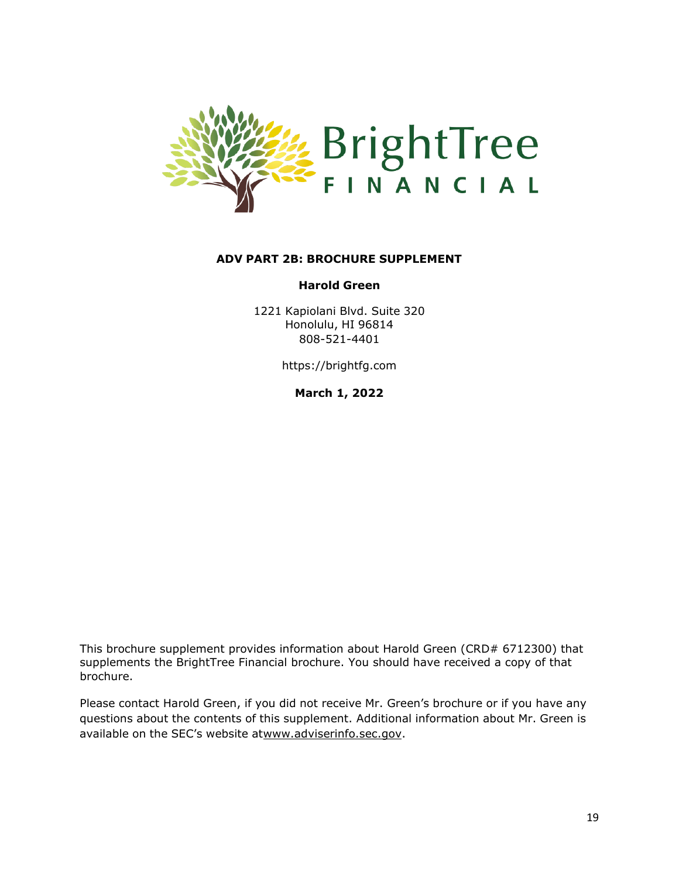BrightTree FINANCIAL

**ADV PART 2B: BROCHURE SUPPLEMENT**

**Harold Green**

1221 Kapiolani Blvd. Suite 320
Honolulu, HI 96814
808-521-4401

https://brightfg.com

**March 1, 2022**

This brochure supplement provides information about Harold Green (CRD# 6712300) that supplements the BrightTree Financial brochure. You should have received a copy of that brochure.

Please contact Harold Green, if you did not receive Mr. Green's brochure or if you have any questions about the contents of this supplement. Additional information about Mr. Green is available on the SEC's website atwww.adviserinfo.sec.gov.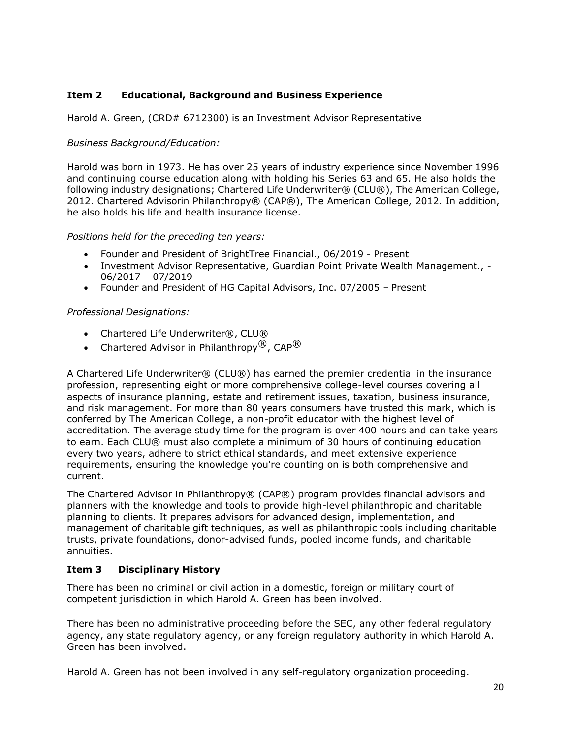## Item 2 Educational, Background and Business Experience

Harold A. Green, (CRD# 6712300) is an Investment Advisor Representative

*Business Background/Education:*

Harold was born in 1973. He has over 25 years of industry experience since November 1996 and continuing course education along with holding his Series 63 and 65. He also holds the following industry designations; Chartered Life Underwriter® (CLU®), The American College, 2012. Chartered Advisorin Philanthropy® (CAP®), The American College, 2012. In addition, he also holds his life and health insurance license.

*Positions held for the preceding ten years:*

- Founder and President of BrightTree Financial., 06/2019 - Present
- Investment Advisor Representative, Guardian Point Private Wealth Management., - 06/2017 – 07/2019
- Founder and President of HG Capital Advisors, Inc. 07/2005 – Present

*Professional Designations:*

- Chartered Life Underwriter®, CLU®
- Chartered Advisor in Philanthropy®, CAP®

A Chartered Life Underwriter® (CLU®) has earned the premier credential in the insurance profession, representing eight or more comprehensive college-level courses covering all aspects of insurance planning, estate and retirement issues, taxation, business insurance, and risk management. For more than 80 years consumers have trusted this mark, which is conferred by The American College, a non-profit educator with the highest level of accreditation. The average study time for the program is over 400 hours and can take years to earn. Each CLU® must also complete a minimum of 30 hours of continuing education every two years, adhere to strict ethical standards, and meet extensive experience requirements, ensuring the knowledge you're counting on is both comprehensive and current.

The Chartered Advisor in Philanthropy® (CAP®) program provides financial advisors and planners with the knowledge and tools to provide high-level philanthropic and charitable planning to clients. It prepares advisors for advanced design, implementation, and management of charitable gift techniques, as well as philanthropic tools including charitable trusts, private foundations, donor-advised funds, pooled income funds, and charitable annuities.

## Item 3 Disciplinary History

There has been no criminal or civil action in a domestic, foreign or military court of competent jurisdiction in which Harold A. Green has been involved.

There has been no administrative proceeding before the SEC, any other federal regulatory agency, any state regulatory agency, or any foreign regulatory authority in which Harold A. Green has been involved.

Harold A. Green has not been involved in any self-regulatory organization proceeding.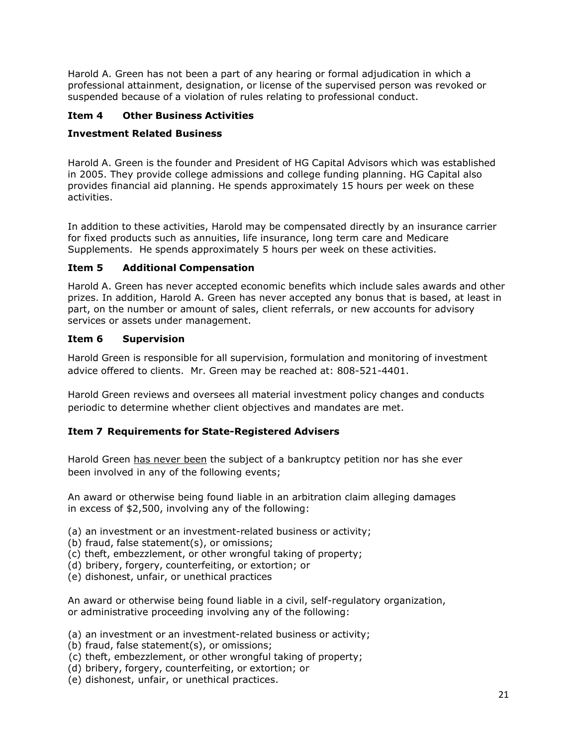Harold A. Green has not been a part of any hearing or formal adjudication in which a professional attainment, designation, or license of the supervised person was revoked or suspended because of a violation of rules relating to professional conduct.

## Item 4 Other Business Activities

### Investment Related Business

Harold A. Green is the founder and President of HG Capital Advisors which was established in 2005. They provide college admissions and college funding planning. HG Capital also provides financial aid planning. He spends approximately 15 hours per week on these activities.

In addition to these activities, Harold may be compensated directly by an insurance carrier for fixed products such as annuities, life insurance, long term care and Medicare Supplements. He spends approximately 5 hours per week on these activities.

## Item 5 Additional Compensation

Harold A. Green has never accepted economic benefits which include sales awards and other prizes. In addition, Harold A. Green has never accepted any bonus that is based, at least in part, on the number or amount of sales, client referrals, or new accounts for advisory services or assets under management.

## Item 6 Supervision

Harold Green is responsible for all supervision, formulation and monitoring of investment advice offered to clients. Mr. Green may be reached at: 808-521-4401.

Harold Green reviews and oversees all material investment policy changes and conducts periodic to determine whether client objectives and mandates are met.

## Item 7 Requirements for State-Registered Advisers

Harold Green has never been the subject of a bankruptcy petition nor has she ever been involved in any of the following events;

An award or otherwise being found liable in an arbitration claim alleging damages in excess of $2,500, involving any of the following:

(a) an investment or an investment-related business or activity;
(b) fraud, false statement(s), or omissions;
(c) theft, embezzlement, or other wrongful taking of property;
(d) bribery, forgery, counterfeiting, or extortion; or
(e) dishonest, unfair, or unethical practices

An award or otherwise being found liable in a civil, self-regulatory organization, or administrative proceeding involving any of the following:

(a) an investment or an investment-related business or activity;
(b) fraud, false statement(s), or omissions;
(c) theft, embezzlement, or other wrongful taking of property;
(d) bribery, forgery, counterfeiting, or extortion; or
(e) dishonest, unfair, or unethical practices.